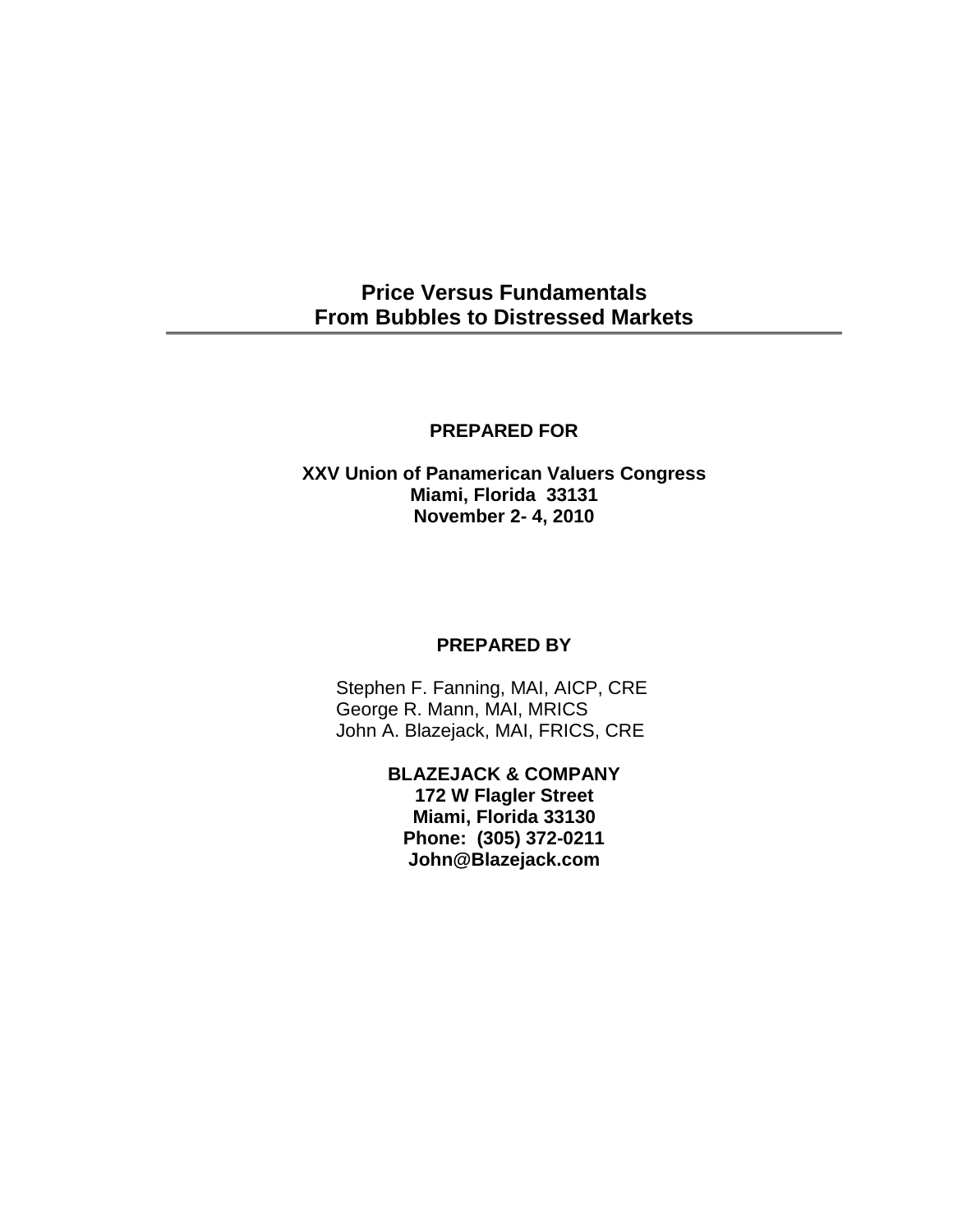# Price Versus Fundamentals
# From Bubbles to Distressed Markets

**PREPARED FOR**

**XXV Union of Panamerican Valuers Congress**
**Miami, Florida 33131**
**November 2- 4, 2010**

**PREPARED BY**

Stephen F. Fanning, MAI, AICP, CRE
George R. Mann, MAI, MRICS
John A. Blazejack, MAI, FRICS, CRE

**BLAZEJACK & COMPANY**
**172 W Flagler Street**
**Miami, Florida 33130**
**Phone: (305) 372-0211**
**John@Blazejack.com**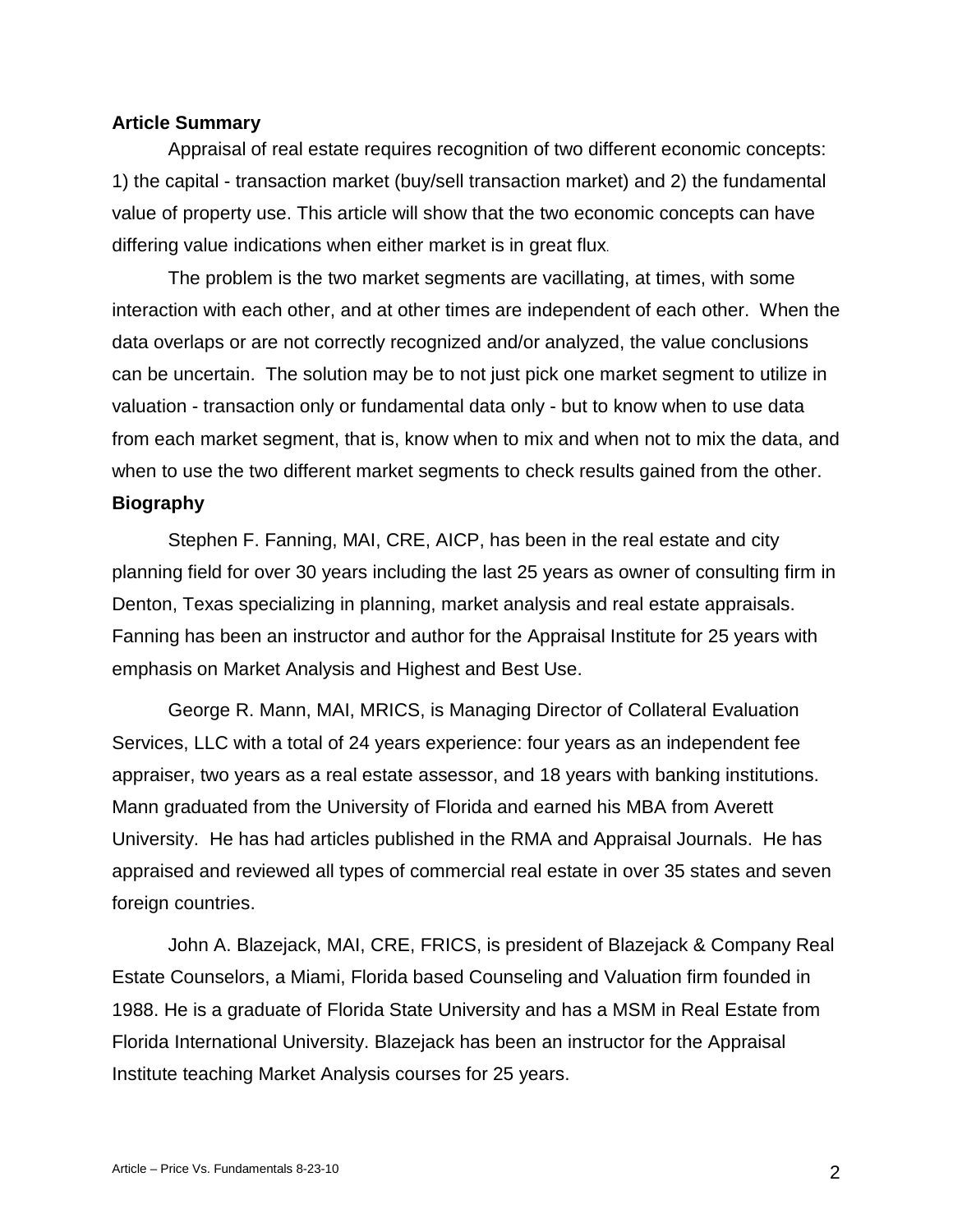**Article Summary**

Appraisal of real estate requires recognition of two different economic concepts: 1) the capital - transaction market (buy/sell transaction market) and 2) the fundamental value of property use. This article will show that the two economic concepts can have differing value indications when either market is in great flux.

The problem is the two market segments are vacillating, at times, with some interaction with each other, and at other times are independent of each other. When the data overlaps or are not correctly recognized and/or analyzed, the value conclusions can be uncertain. The solution may be to not just pick one market segment to utilize in valuation - transaction only or fundamental data only - but to know when to use data from each market segment, that is, know when to mix and when not to mix the data, and when to use the two different market segments to check results gained from the other.

**Biography**

Stephen F. Fanning, MAI, CRE, AICP, has been in the real estate and city planning field for over 30 years including the last 25 years as owner of consulting firm in Denton, Texas specializing in planning, market analysis and real estate appraisals. Fanning has been an instructor and author for the Appraisal Institute for 25 years with emphasis on Market Analysis and Highest and Best Use.

George R. Mann, MAI, MRICS, is Managing Director of Collateral Evaluation Services, LLC with a total of 24 years experience: four years as an independent fee appraiser, two years as a real estate assessor, and 18 years with banking institutions. Mann graduated from the University of Florida and earned his MBA from Averett University. He has had articles published in the RMA and Appraisal Journals. He has appraised and reviewed all types of commercial real estate in over 35 states and seven foreign countries.

John A. Blazejack, MAI, CRE, FRICS, is president of Blazejack & Company Real Estate Counselors, a Miami, Florida based Counseling and Valuation firm founded in 1988. He is a graduate of Florida State University and has a MSM in Real Estate from Florida International University. Blazejack has been an instructor for the Appraisal Institute teaching Market Analysis courses for 25 years.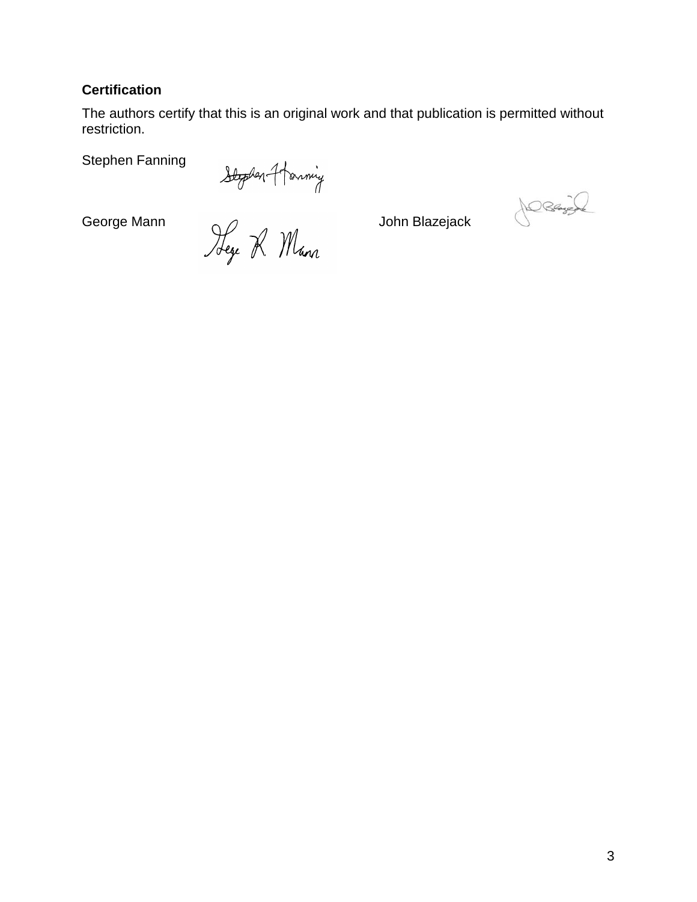**Certification**

The authors certify that this is an original work and that publication is permitted without restriction.

Stephen Fanning

George Mann

John Blazejack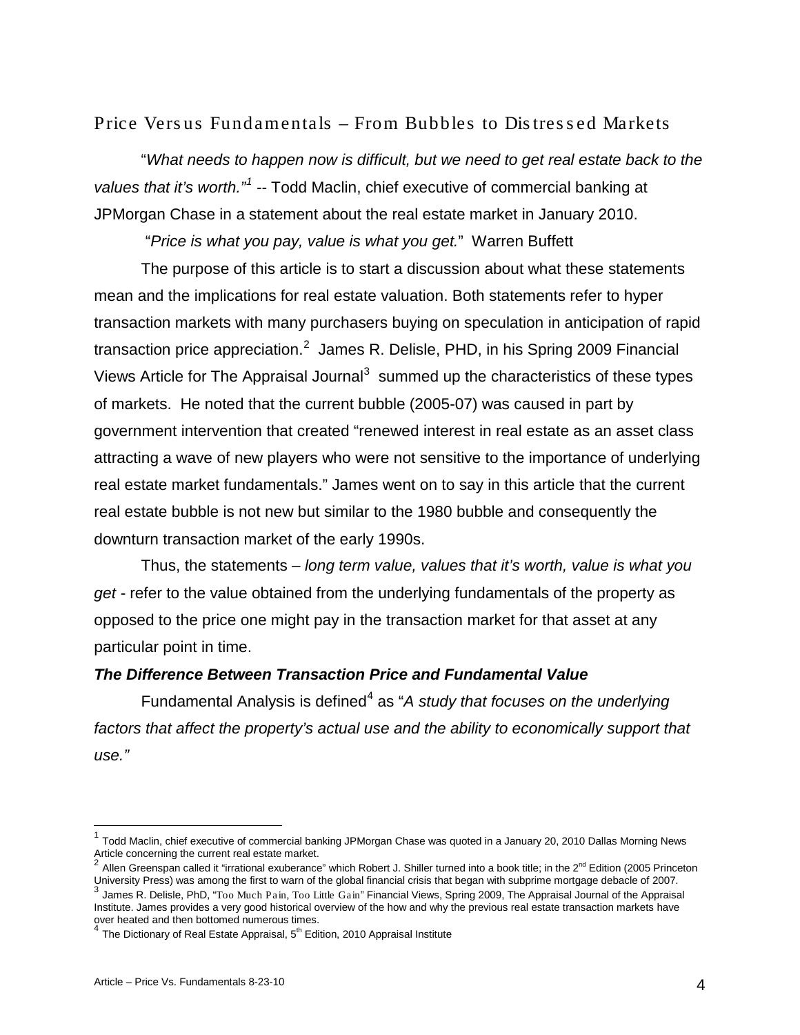## Price Versus Fundamentals – From Bubbles to Distressed Markets

"*What needs to happen now is difficult, but we need to get real estate back to the values that it's worth.*"[1] -- Todd Maclin, chief executive of commercial banking at JPMorgan Chase in a statement about the real estate market in January 2010.

"*Price is what you pay, value is what you get.*" Warren Buffett

The purpose of this article is to start a discussion about what these statements mean and the implications for real estate valuation. Both statements refer to hyper transaction markets with many purchasers buying on speculation in anticipation of rapid transaction price appreciation.[2] James R. Delisle, PHD, in his Spring 2009 Financial Views Article for The Appraisal Journal[3] summed up the characteristics of these types of markets. He noted that the current bubble (2005-07) was caused in part by government intervention that created "renewed interest in real estate as an asset class attracting a wave of new players who were not sensitive to the importance of underlying real estate market fundamentals." James went on to say in this article that the current real estate bubble is not new but similar to the 1980 bubble and consequently the downturn transaction market of the early 1990s.

Thus, the statements – *long term value, values that it's worth, value is what you get* - refer to the value obtained from the underlying fundamentals of the property as opposed to the price one might pay in the transaction market for that asset at any particular point in time.

### *The Difference Between Transaction Price and Fundamental Value*

Fundamental Analysis is defined[4] as "*A study that focuses on the underlying factors that affect the property's actual use and the ability to economically support that use.*"

---

[1] Todd Maclin, chief executive of commercial banking JPMorgan Chase was quoted in a January 20, 2010 Dallas Morning News Article concerning the current real estate market.

[2] Allen Greenspan called it "irrational exuberance" which Robert J. Shiller turned into a book title; in the 2nd Edition (2005 Princeton University Press) was among the first to warn of the global financial crisis that began with subprime mortgage debacle of 2007.

[3] James R. Delisle, PhD, "Too Much Pain, Too Little Gain" Financial Views, Spring 2009, The Appraisal Journal of the Appraisal Institute. James provides a very good historical overview of the how and why the previous real estate transaction markets have over heated and then bottomed numerous times.

[4] The Dictionary of Real Estate Appraisal, 5th Edition, 2010 Appraisal Institute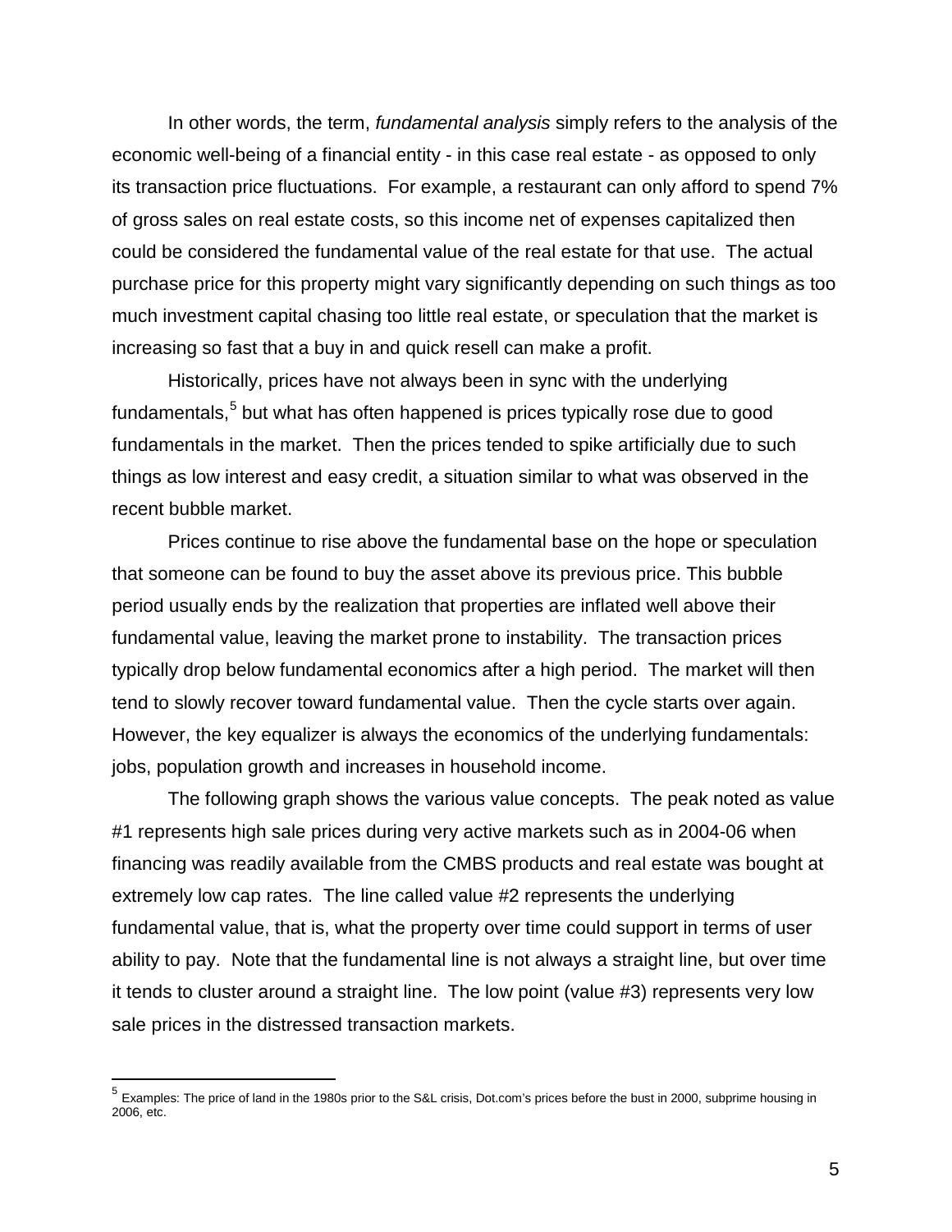In other words, the term, *fundamental analysis* simply refers to the analysis of the economic well-being of a financial entity - in this case real estate - as opposed to only its transaction price fluctuations. For example, a restaurant can only afford to spend 7% of gross sales on real estate costs, so this income net of expenses capitalized then could be considered the fundamental value of the real estate for that use. The actual purchase price for this property might vary significantly depending on such things as too much investment capital chasing too little real estate, or speculation that the market is increasing so fast that a buy in and quick resell can make a profit.

Historically, prices have not always been in sync with the underlying fundamentals,[5] but what has often happened is prices typically rose due to good fundamentals in the market. Then the prices tended to spike artificially due to such things as low interest and easy credit, a situation similar to what was observed in the recent bubble market.

Prices continue to rise above the fundamental base on the hope or speculation that someone can be found to buy the asset above its previous price. This bubble period usually ends by the realization that properties are inflated well above their fundamental value, leaving the market prone to instability. The transaction prices typically drop below fundamental economics after a high period. The market will then tend to slowly recover toward fundamental value. Then the cycle starts over again. However, the key equalizer is always the economics of the underlying fundamentals: jobs, population growth and increases in household income.

The following graph shows the various value concepts. The peak noted as value #1 represents high sale prices during very active markets such as in 2004-06 when financing was readily available from the CMBS products and real estate was bought at extremely low cap rates. The line called value #2 represents the underlying fundamental value, that is, what the property over time could support in terms of user ability to pay. Note that the fundamental line is not always a straight line, but over time it tends to cluster around a straight line. The low point (value #3) represents very low sale prices in the distressed transaction markets.

---

[5] Examples: The price of land in the 1980s prior to the S&L crisis, Dot.com's prices before the bust in 2000, subprime housing in 2006, etc.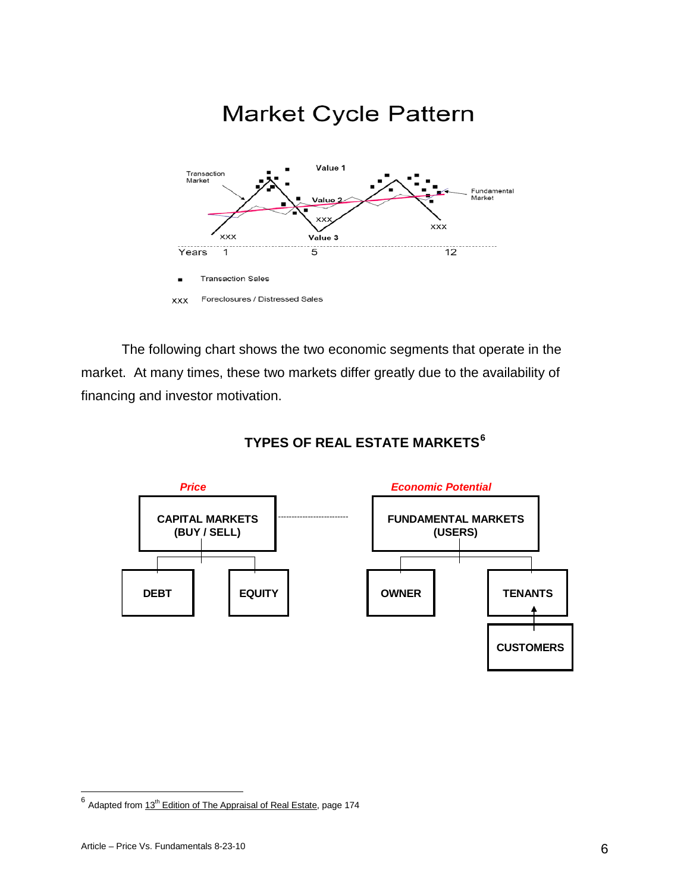# Market Cycle Pattern

Transaction Market

Value 1

Value 2

Value 3

Fundamental Market

XXX

Years 1 5 12

■ Transaction Sales

XXX Foreclosures / Distressed Sales

The following chart shows the two economic segments that operate in the market. At many times, these two markets differ greatly due to the availability of financing and investor motivation.

## TYPES OF REAL ESTATE MARKETS[6]

*Price*

**CAPITAL MARKETS (BUY / SELL)**

- **DEBT**
- **EQUITY**

*Economic Potential*

**FUNDAMENTAL MARKETS (USERS)**

- **OWNER**
- **TENANTS**
  - **CUSTOMERS**

---

[6] Adapted from 13th Edition of The Appraisal of Real Estate, page 174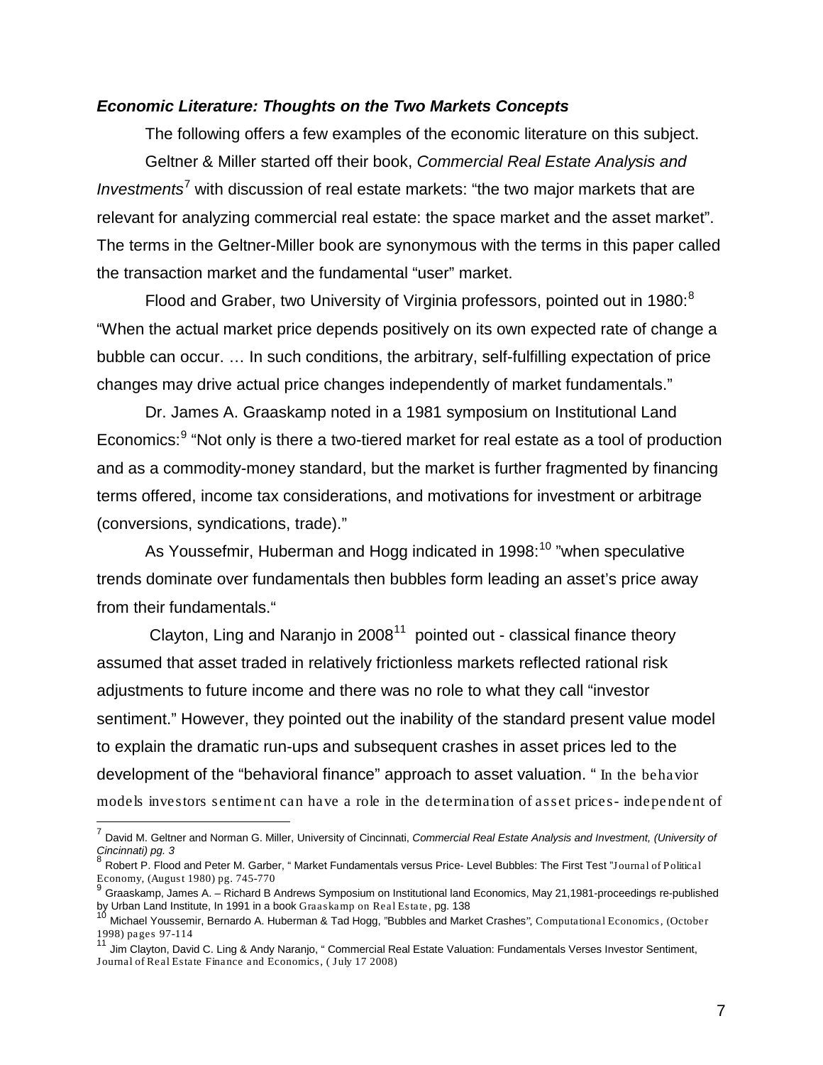***Economic Literature: Thoughts on the Two Markets Concepts***

The following offers a few examples of the economic literature on this subject.

Geltner & Miller started off their book, *Commercial Real Estate Analysis and Investments*[7] with discussion of real estate markets: "the two major markets that are relevant for analyzing commercial real estate: the space market and the asset market". The terms in the Geltner-Miller book are synonymous with the terms in this paper called the transaction market and the fundamental "user" market.

Flood and Graber, two University of Virginia professors, pointed out in 1980:[8] "When the actual market price depends positively on its own expected rate of change a bubble can occur. … In such conditions, the arbitrary, self-fulfilling expectation of price changes may drive actual price changes independently of market fundamentals."

Dr. James A. Graaskamp noted in a 1981 symposium on Institutional Land Economics:[9] "Not only is there a two-tiered market for real estate as a tool of production and as a commodity-money standard, but the market is further fragmented by financing terms offered, income tax considerations, and motivations for investment or arbitrage (conversions, syndications, trade)."

As Youssefmir, Huberman and Hogg indicated in 1998:[10] "when speculative trends dominate over fundamentals then bubbles form leading an asset's price away from their fundamentals."

Clayton, Ling and Naranjo in 2008[11] pointed out - classical finance theory assumed that asset traded in relatively frictionless markets reflected rational risk adjustments to future income and there was no role to what they call "investor sentiment." However, they pointed out the inability of the standard present value model to explain the dramatic run-ups and subsequent crashes in asset prices led to the development of the "behavioral finance" approach to asset valuation. " In the behavior models investors sentiment can have a role in the determination of asset prices- independent of

---

[7] David M. Geltner and Norman G. Miller, University of Cincinnati, *Commercial Real Estate Analysis and Investment, (University of Cincinnati) pg. 3*

[8] Robert P. Flood and Peter M. Garber, " Market Fundamentals versus Price- Level Bubbles: The First Test "Journal of Political Economy, (August 1980) pg. 745-770

[9] Graaskamp, James A. – Richard B Andrews Symposium on Institutional land Economics, May 21,1981-proceedings re-published by Urban Land Institute, In 1991 in a book Graaskamp on Real Estate, pg. 138

[10] Michael Youssemir, Bernardo A. Huberman & Tad Hogg, "Bubbles and Market Crashes", Computational Economics, (October 1998) pages 97-114

[11] Jim Clayton, David C. Ling & Andy Naranjo, " Commercial Real Estate Valuation: Fundamentals Verses Investor Sentiment, Journal of Real Estate Finance and Economics, ( July 17 2008)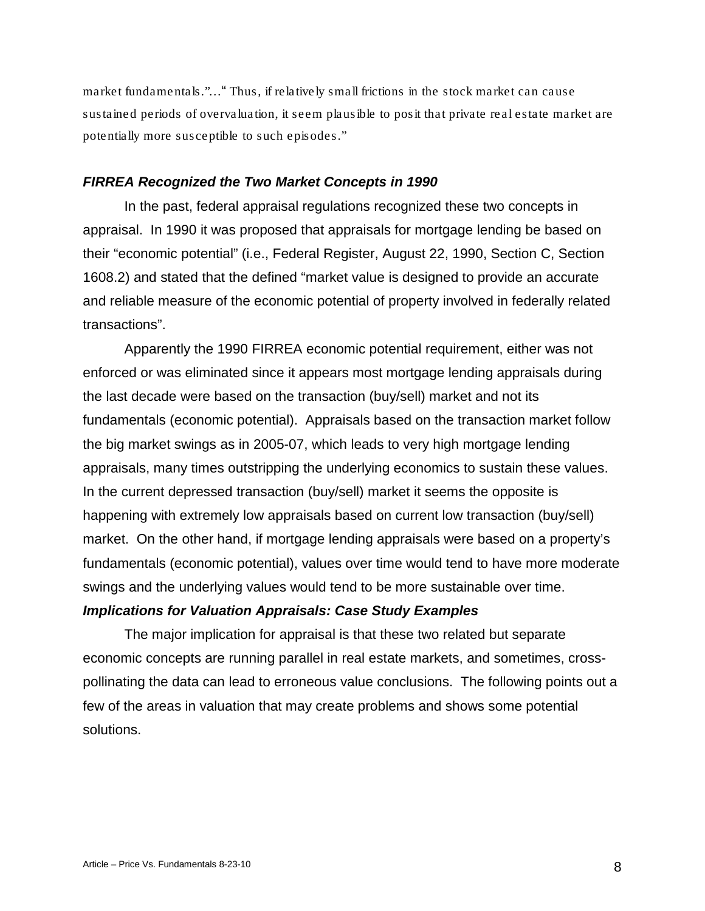market fundamentals."…" Thus, if relatively small frictions in the stock market can cause sustained periods of overvaluation, it seem plausible to posit that private real estate market are potentially more susceptible to such episodes."

***FIRREA Recognized the Two Market Concepts in 1990***

In the past, federal appraisal regulations recognized these two concepts in appraisal. In 1990 it was proposed that appraisals for mortgage lending be based on their "economic potential" (i.e., Federal Register, August 22, 1990, Section C, Section 1608.2) and stated that the defined "market value is designed to provide an accurate and reliable measure of the economic potential of property involved in federally related transactions".

Apparently the 1990 FIRREA economic potential requirement, either was not enforced or was eliminated since it appears most mortgage lending appraisals during the last decade were based on the transaction (buy/sell) market and not its fundamentals (economic potential). Appraisals based on the transaction market follow the big market swings as in 2005-07, which leads to very high mortgage lending appraisals, many times outstripping the underlying economics to sustain these values. In the current depressed transaction (buy/sell) market it seems the opposite is happening with extremely low appraisals based on current low transaction (buy/sell) market. On the other hand, if mortgage lending appraisals were based on a property's fundamentals (economic potential), values over time would tend to have more moderate swings and the underlying values would tend to be more sustainable over time.

***Implications for Valuation Appraisals: Case Study Examples***

The major implication for appraisal is that these two related but separate economic concepts are running parallel in real estate markets, and sometimes, cross-pollinating the data can lead to erroneous value conclusions. The following points out a few of the areas in valuation that may create problems and shows some potential solutions.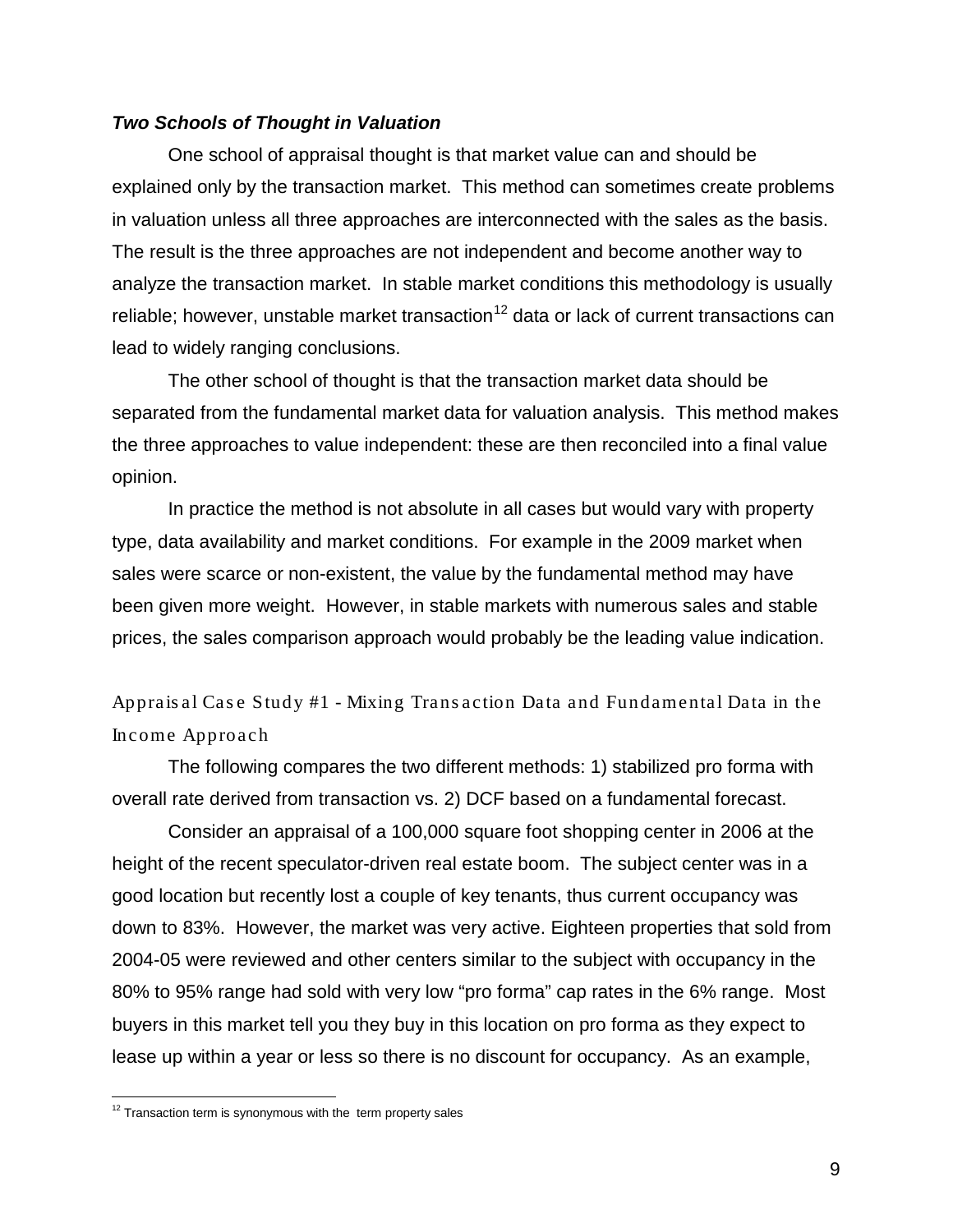### ***Two Schools of Thought in Valuation***

One school of appraisal thought is that market value can and should be explained only by the transaction market. This method can sometimes create problems in valuation unless all three approaches are interconnected with the sales as the basis. The result is the three approaches are not independent and become another way to analyze the transaction market. In stable market conditions this methodology is usually reliable; however, unstable market transaction[12] data or lack of current transactions can lead to widely ranging conclusions.

The other school of thought is that the transaction market data should be separated from the fundamental market data for valuation analysis. This method makes the three approaches to value independent: these are then reconciled into a final value opinion.

In practice the method is not absolute in all cases but would vary with property type, data availability and market conditions. For example in the 2009 market when sales were scarce or non-existent, the value by the fundamental method may have been given more weight. However, in stable markets with numerous sales and stable prices, the sales comparison approach would probably be the leading value indication.

### Appraisal Case Study #1 - Mixing Transaction Data and Fundamental Data in the Income Approach

The following compares the two different methods: 1) stabilized pro forma with overall rate derived from transaction vs. 2) DCF based on a fundamental forecast.

Consider an appraisal of a 100,000 square foot shopping center in 2006 at the height of the recent speculator-driven real estate boom. The subject center was in a good location but recently lost a couple of key tenants, thus current occupancy was down to 83%. However, the market was very active. Eighteen properties that sold from 2004-05 were reviewed and other centers similar to the subject with occupancy in the 80% to 95% range had sold with very low "pro forma" cap rates in the 6% range. Most buyers in this market tell you they buy in this location on pro forma as they expect to lease up within a year or less so there is no discount for occupancy. As an example,

[12] Transaction term is synonymous with the term property sales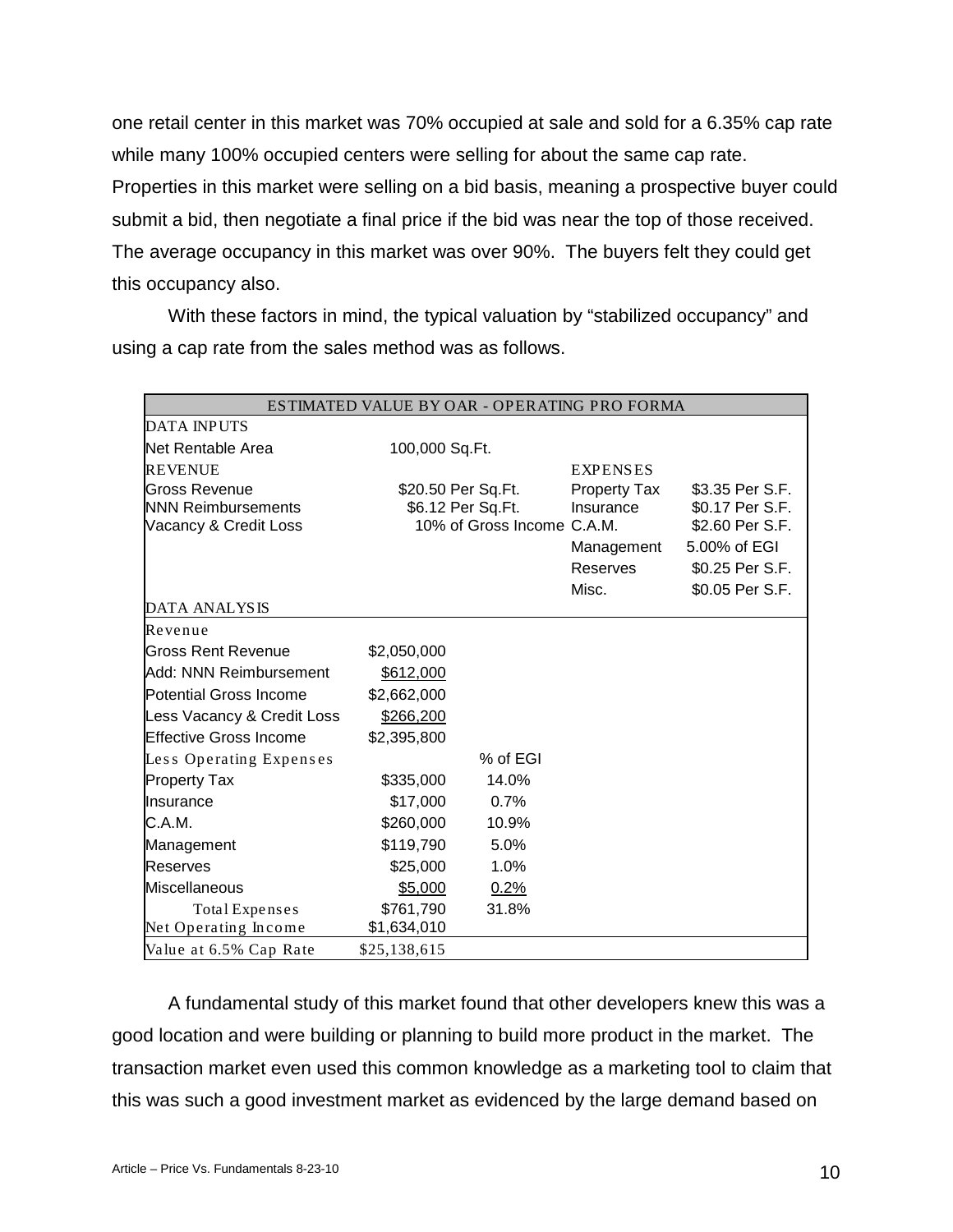one retail center in this market was 70% occupied at sale and sold for a 6.35% cap rate while many 100% occupied centers were selling for about the same cap rate. Properties in this market were selling on a bid basis, meaning a prospective buyer could submit a bid, then negotiate a final price if the bid was near the top of those received. The average occupancy in this market was over 90%. The buyers felt they could get this occupancy also.

With these factors in mind, the typical valuation by "stabilized occupancy" and using a cap rate from the sales method was as follows.

| ESTIMATED VALUE BY OAR - OPERATING PRO FORMA | | | | |
|---|---|---|---|---|
| DATA INPUTS | | | | |
| Net Rentable Area | 100,000 Sq.Ft. | | | |
| REVENUE | | | EXPENSES | |
| Gross Revenue | $20.50 Per Sq.Ft. | | Property Tax | $3.35 Per S.F. |
| NNN Reimbursements | $6.12 Per Sq.Ft. | | Insurance | $0.17 Per S.F. |
| Vacancy & Credit Loss | 10% of Gross Income | | C.A.M. | $2.60 Per S.F. |
| | | | Management | 5.00% of EGI |
| | | | Reserves | $0.25 Per S.F. |
| | | | Misc. | $0.05 Per S.F. |
| DATA ANALYSIS | | | | |
| Revenue | | | | |
| Gross Rent Revenue | $2,050,000 | | | |
| Add: NNN Reimbursement | $612,000 | | | |
| Potential Gross Income | $2,662,000 | | | |
| Less Vacancy & Credit Loss | $266,200 | | | |
| Effective Gross Income | $2,395,800 | | | |
| Less Operating Expenses | | % of EGI | | |
| Property Tax | $335,000 | 14.0% | | |
| Insurance | $17,000 | 0.7% | | |
| C.A.M. | $260,000 | 10.9% | | |
| Management | $119,790 | 5.0% | | |
| Reserves | $25,000 | 1.0% | | |
| Miscellaneous | $5,000 | 0.2% | | |
| Total Expenses | $761,790 | 31.8% | | |
| Net Operating Income | $1,634,010 | | | |
| Value at 6.5% Cap Rate | $25,138,615 | | | |

A fundamental study of this market found that other developers knew this was a good location and were building or planning to build more product in the market. The transaction market even used this common knowledge as a marketing tool to claim that this was such a good investment market as evidenced by the large demand based on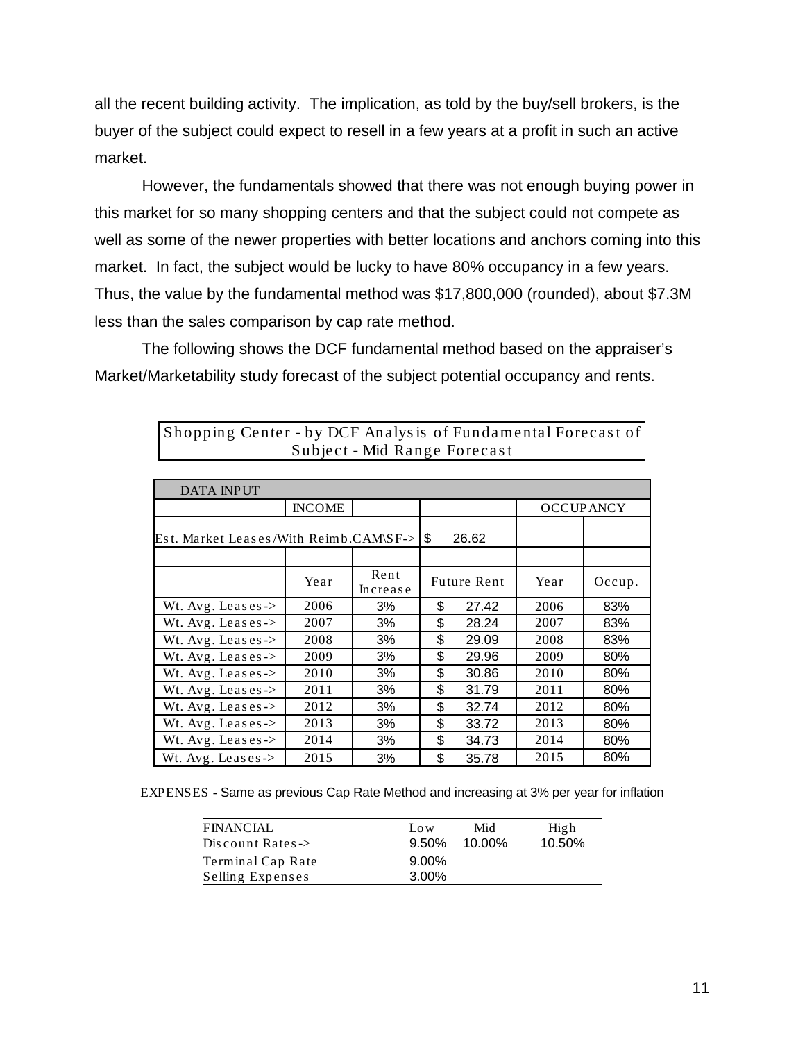all the recent building activity. The implication, as told by the buy/sell brokers, is the buyer of the subject could expect to resell in a few years at a profit in such an active market.

However, the fundamentals showed that there was not enough buying power in this market for so many shopping centers and that the subject could not compete as well as some of the newer properties with better locations and anchors coming into this market. In fact, the subject would be lucky to have 80% occupancy in a few years. Thus, the value by the fundamental method was $17,800,000 (rounded), about $7.3M less than the sales comparison by cap rate method.

The following shows the DCF fundamental method based on the appraiser's Market/Marketability study forecast of the subject potential occupancy and rents.

**Shopping Center - by DCF Analysis of Fundamental Forecast of Subject - Mid Range Forecast**

| DATA INPUT | | | | | |
|---|---|---|---|---|---|
| | INCOME | | | OCCUPANCY | |
| Est. Market Leases/With Reimb.CAM\SF-> | | | $ 26.62 | | |
| | | | | | |
| | Year | Rent Increase | Future Rent | Year | Occup. |
| Wt. Avg. Leases-> | 2006 | 3% | $ 27.42 | 2006 | 83% |
| Wt. Avg. Leases-> | 2007 | 3% | $ 28.24 | 2007 | 83% |
| Wt. Avg. Leases-> | 2008 | 3% | $ 29.09 | 2008 | 83% |
| Wt. Avg. Leases-> | 2009 | 3% | $ 29.96 | 2009 | 80% |
| Wt. Avg. Leases-> | 2010 | 3% | $ 30.86 | 2010 | 80% |
| Wt. Avg. Leases-> | 2011 | 3% | $ 31.79 | 2011 | 80% |
| Wt. Avg. Leases-> | 2012 | 3% | $ 32.74 | 2012 | 80% |
| Wt. Avg. Leases-> | 2013 | 3% | $ 33.72 | 2013 | 80% |
| Wt. Avg. Leases-> | 2014 | 3% | $ 34.73 | 2014 | 80% |
| Wt. Avg. Leases-> | 2015 | 3% | $ 35.78 | 2015 | 80% |

EXPENSES - Same as previous Cap Rate Method and increasing at 3% per year for inflation

| FINANCIAL | Low | Mid | High |
|---|---|---|---|
| Discount Rates-> | 9.50% | 10.00% | 10.50% |
| Terminal Cap Rate | 9.00% | | |
| Selling Expenses | 3.00% | | |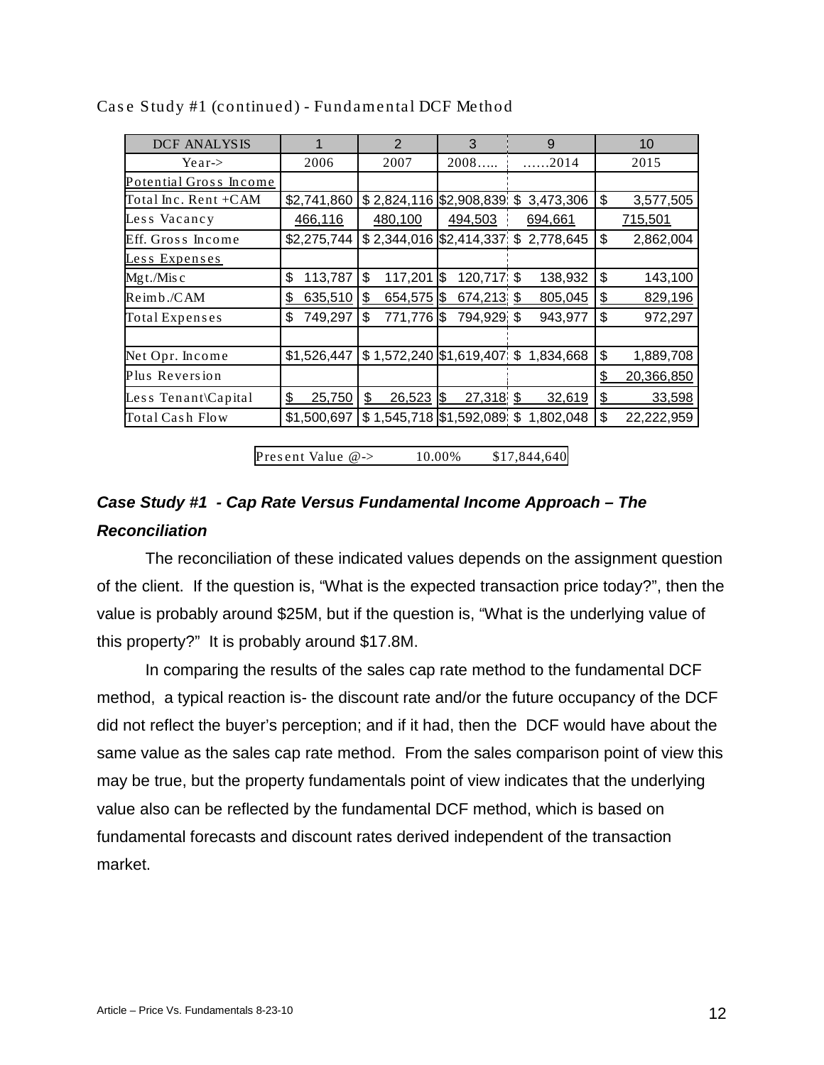Case Study #1 (continued) - Fundamental DCF Method

| DCF ANALYSIS | 1 | 2 | 3 | 9 | 10 |
|---|---|---|---|---|---|
| Year-> | 2006 | 2007 | 2008….. | ……2014 | 2015 |
| Potential Gross Income | | | | | |
| Total Inc. Rent +CAM | $2,741,860 | $ 2,824,116 | $2,908,839 | $ 3,473,306 | $ 3,577,505 |
| Less Vacancy | 466,116 | 480,100 | 494,503 | 694,661 | 715,501 |
| Eff. Gross Income | $2,275,744 | $ 2,344,016 | $2,414,337 | $ 2,778,645 | $ 2,862,004 |
| Less Expenses | | | | | |
| Mgt./Misc | $ 113,787 | $ 117,201 | $ 120,717 | $ 138,932 | $ 143,100 |
| Reimb./CAM | $ 635,510 | $ 654,575 | $ 674,213 | $ 805,045 | $ 829,196 |
| Total Expenses | $ 749,297 | $ 771,776 | $ 794,929 | $ 943,977 | $ 972,297 |
| | | | | | |
| Net Opr. Income | $1,526,447 | $ 1,572,240 | $1,619,407 | $ 1,834,668 | $ 1,889,708 |
| Plus Reversion | | | | | $ 20,366,850 |
| Less Tenant\Capital | $ 25,750 | $ 26,523 | $ 27,318 | $ 32,619 | $ 33,598 |
| Total Cash Flow | $1,500,697 | $ 1,545,718 | $1,592,089 | $ 1,802,048 | $ 22,222,959 |

| Present Value @-> | 10.00% | $17,844,640 |
|---|---|---|

### ***Case Study #1 - Cap Rate Versus Fundamental Income Approach – The Reconciliation***

The reconciliation of these indicated values depends on the assignment question of the client. If the question is, "What is the expected transaction price today?", then the value is probably around $25M, but if the question is, "What is the underlying value of this property?" It is probably around $17.8M.

In comparing the results of the sales cap rate method to the fundamental DCF method, a typical reaction is- the discount rate and/or the future occupancy of the DCF did not reflect the buyer's perception; and if it had, then the DCF would have about the same value as the sales cap rate method. From the sales comparison point of view this may be true, but the property fundamentals point of view indicates that the underlying value also can be reflected by the fundamental DCF method, which is based on fundamental forecasts and discount rates derived independent of the transaction market.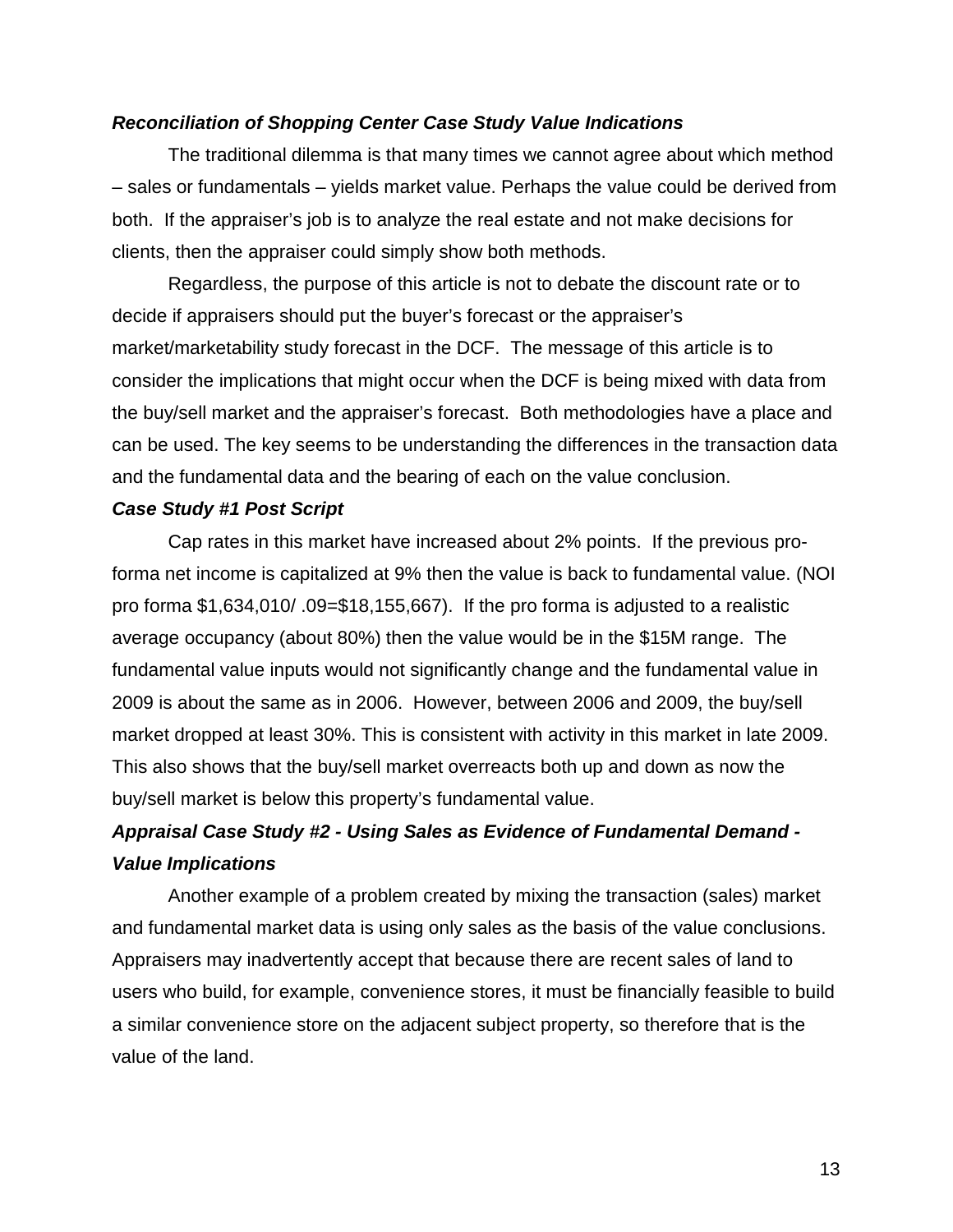***Reconciliation of Shopping Center Case Study Value Indications***

The traditional dilemma is that many times we cannot agree about which method – sales or fundamentals – yields market value. Perhaps the value could be derived from both. If the appraiser's job is to analyze the real estate and not make decisions for clients, then the appraiser could simply show both methods.

Regardless, the purpose of this article is not to debate the discount rate or to decide if appraisers should put the buyer's forecast or the appraiser's market/marketability study forecast in the DCF. The message of this article is to consider the implications that might occur when the DCF is being mixed with data from the buy/sell market and the appraiser's forecast. Both methodologies have a place and can be used. The key seems to be understanding the differences in the transaction data and the fundamental data and the bearing of each on the value conclusion.

***Case Study #1 Post Script***

Cap rates in this market have increased about 2% points. If the previous pro-forma net income is capitalized at 9% then the value is back to fundamental value. (NOI pro forma $1,634,010/ .09=$18,155,667). If the pro forma is adjusted to a realistic average occupancy (about 80%) then the value would be in the $15M range. The fundamental value inputs would not significantly change and the fundamental value in 2009 is about the same as in 2006. However, between 2006 and 2009, the buy/sell market dropped at least 30%. This is consistent with activity in this market in late 2009. This also shows that the buy/sell market overreacts both up and down as now the buy/sell market is below this property's fundamental value.

***Appraisal Case Study #2 - Using Sales as Evidence of Fundamental Demand - Value Implications***

Another example of a problem created by mixing the transaction (sales) market and fundamental market data is using only sales as the basis of the value conclusions. Appraisers may inadvertently accept that because there are recent sales of land to users who build, for example, convenience stores, it must be financially feasible to build a similar convenience store on the adjacent subject property, so therefore that is the value of the land.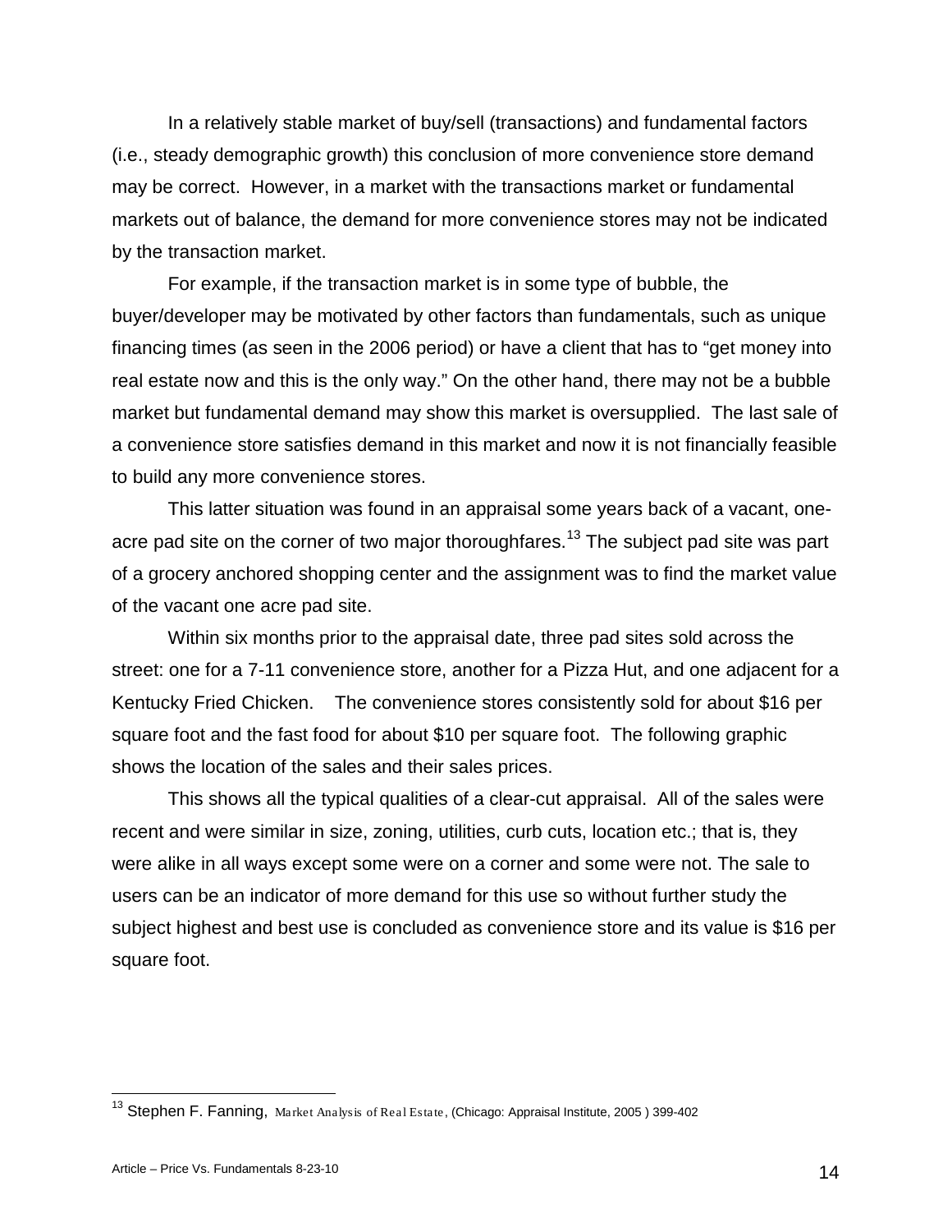In a relatively stable market of buy/sell (transactions) and fundamental factors (i.e., steady demographic growth) this conclusion of more convenience store demand may be correct. However, in a market with the transactions market or fundamental markets out of balance, the demand for more convenience stores may not be indicated by the transaction market.

For example, if the transaction market is in some type of bubble, the buyer/developer may be motivated by other factors than fundamentals, such as unique financing times (as seen in the 2006 period) or have a client that has to "get money into real estate now and this is the only way." On the other hand, there may not be a bubble market but fundamental demand may show this market is oversupplied. The last sale of a convenience store satisfies demand in this market and now it is not financially feasible to build any more convenience stores.

This latter situation was found in an appraisal some years back of a vacant, one-acre pad site on the corner of two major thoroughfares.[13] The subject pad site was part of a grocery anchored shopping center and the assignment was to find the market value of the vacant one acre pad site.

Within six months prior to the appraisal date, three pad sites sold across the street: one for a 7-11 convenience store, another for a Pizza Hut, and one adjacent for a Kentucky Fried Chicken. The convenience stores consistently sold for about $16 per square foot and the fast food for about $10 per square foot. The following graphic shows the location of the sales and their sales prices.

This shows all the typical qualities of a clear-cut appraisal. All of the sales were recent and were similar in size, zoning, utilities, curb cuts, location etc.; that is, they were alike in all ways except some were on a corner and some were not. The sale to users can be an indicator of more demand for this use so without further study the subject highest and best use is concluded as convenience store and its value is $16 per square foot.

---

[13] Stephen F. Fanning, *Market Analysis of Real Estate*, (Chicago: Appraisal Institute, 2005 ) 399-402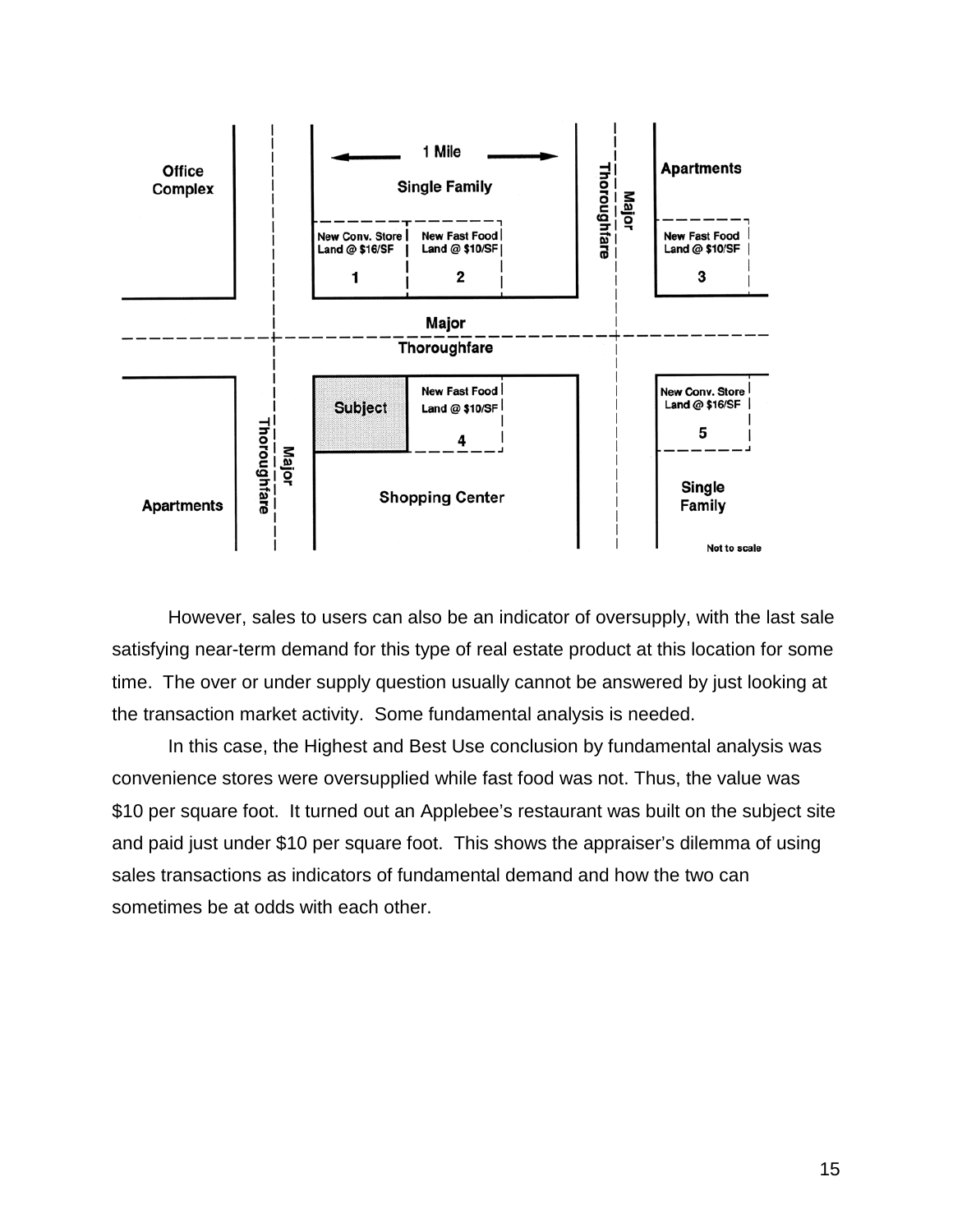However, sales to users can also be an indicator of oversupply, with the last sale satisfying near-term demand for this type of real estate product at this location for some time. The over or under supply question usually cannot be answered by just looking at the transaction market activity. Some fundamental analysis is needed.

In this case, the Highest and Best Use conclusion by fundamental analysis was convenience stores were oversupplied while fast food was not. Thus, the value was $10 per square foot. It turned out an Applebee's restaurant was built on the subject site and paid just under $10 per square foot. This shows the appraiser's dilemma of using sales transactions as indicators of fundamental demand and how the two can sometimes be at odds with each other.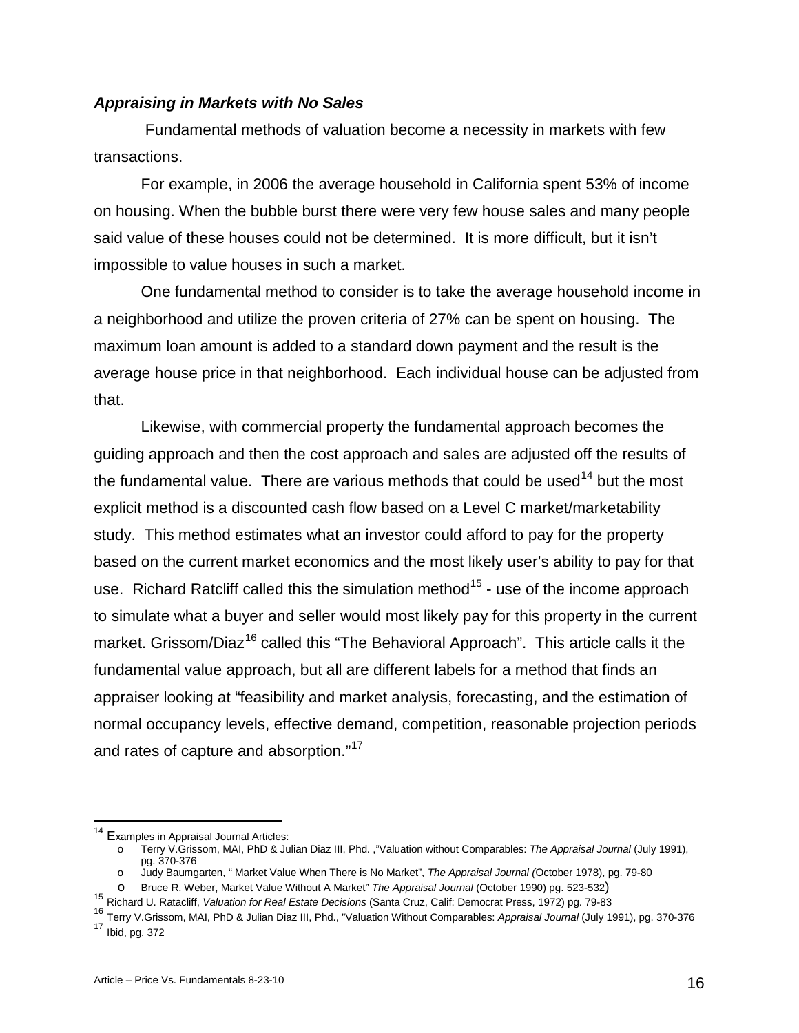***Appraising in Markets with No Sales***

Fundamental methods of valuation become a necessity in markets with few transactions.

For example, in 2006 the average household in California spent 53% of income on housing. When the bubble burst there were very few house sales and many people said value of these houses could not be determined. It is more difficult, but it isn't impossible to value houses in such a market.

One fundamental method to consider is to take the average household income in a neighborhood and utilize the proven criteria of 27% can be spent on housing. The maximum loan amount is added to a standard down payment and the result is the average house price in that neighborhood. Each individual house can be adjusted from that.

Likewise, with commercial property the fundamental approach becomes the guiding approach and then the cost approach and sales are adjusted off the results of the fundamental value. There are various methods that could be used[14] but the most explicit method is a discounted cash flow based on a Level C market/marketability study. This method estimates what an investor could afford to pay for the property based on the current market economics and the most likely user's ability to pay for that use. Richard Ratcliff called this the simulation method[15] - use of the income approach to simulate what a buyer and seller would most likely pay for this property in the current market. Grissom/Diaz[16] called this "The Behavioral Approach". This article calls it the fundamental value approach, but all are different labels for a method that finds an appraiser looking at "feasibility and market analysis, forecasting, and the estimation of normal occupancy levels, effective demand, competition, reasonable projection periods and rates of capture and absorption."[17]

---

[14] Examples in Appraisal Journal Articles:

- Terry V.Grissom, MAI, PhD & Julian Diaz III, Phd. ,"Valuation without Comparables: *The Appraisal Journal* (July 1991), pg. 370-376
- Judy Baumgarten, " Market Value When There is No Market", *The Appraisal Journal (*October 1978), pg. 79-80
- Bruce R. Weber, Market Value Without A Market" *The Appraisal Journal* (October 1990) pg. 523-532)

[15] Richard U. Ratacliff, *Valuation for Real Estate Decisions* (Santa Cruz, Calif: Democrat Press, 1972) pg. 79-83

[16] Terry V.Grissom, MAI, PhD & Julian Diaz III, Phd., "Valuation Without Comparables: *Appraisal Journal* (July 1991), pg. 370-376

[17] Ibid, pg. 372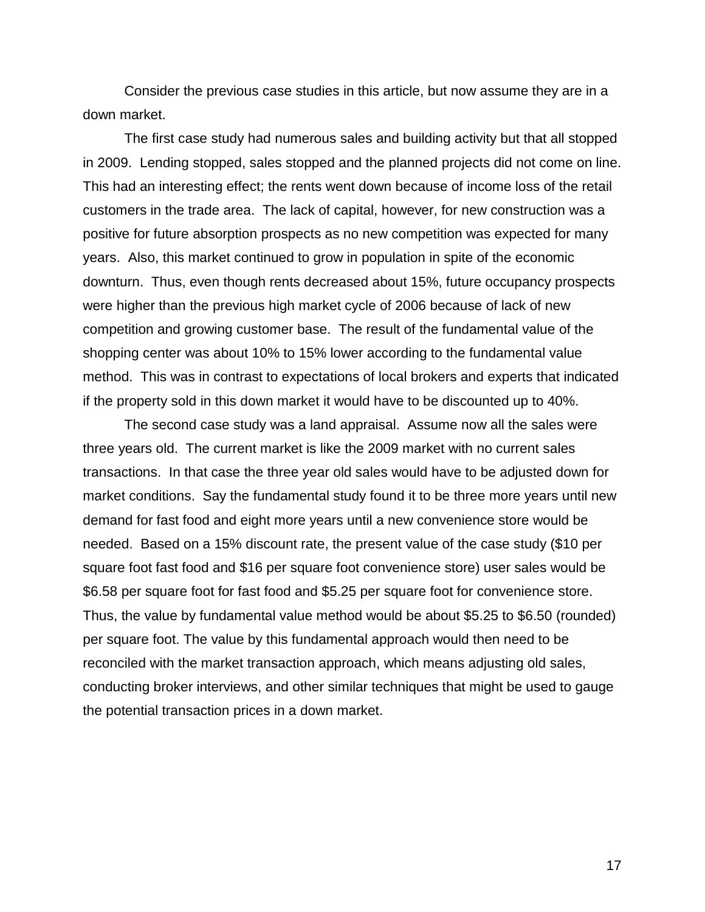Consider the previous case studies in this article, but now assume they are in a down market.

The first case study had numerous sales and building activity but that all stopped in 2009. Lending stopped, sales stopped and the planned projects did not come on line. This had an interesting effect; the rents went down because of income loss of the retail customers in the trade area. The lack of capital, however, for new construction was a positive for future absorption prospects as no new competition was expected for many years. Also, this market continued to grow in population in spite of the economic downturn. Thus, even though rents decreased about 15%, future occupancy prospects were higher than the previous high market cycle of 2006 because of lack of new competition and growing customer base. The result of the fundamental value of the shopping center was about 10% to 15% lower according to the fundamental value method. This was in contrast to expectations of local brokers and experts that indicated if the property sold in this down market it would have to be discounted up to 40%.

The second case study was a land appraisal. Assume now all the sales were three years old. The current market is like the 2009 market with no current sales transactions. In that case the three year old sales would have to be adjusted down for market conditions. Say the fundamental study found it to be three more years until new demand for fast food and eight more years until a new convenience store would be needed. Based on a 15% discount rate, the present value of the case study ($10 per square foot fast food and $16 per square foot convenience store) user sales would be $6.58 per square foot for fast food and $5.25 per square foot for convenience store. Thus, the value by fundamental value method would be about $5.25 to $6.50 (rounded) per square foot. The value by this fundamental approach would then need to be reconciled with the market transaction approach, which means adjusting old sales, conducting broker interviews, and other similar techniques that might be used to gauge the potential transaction prices in a down market.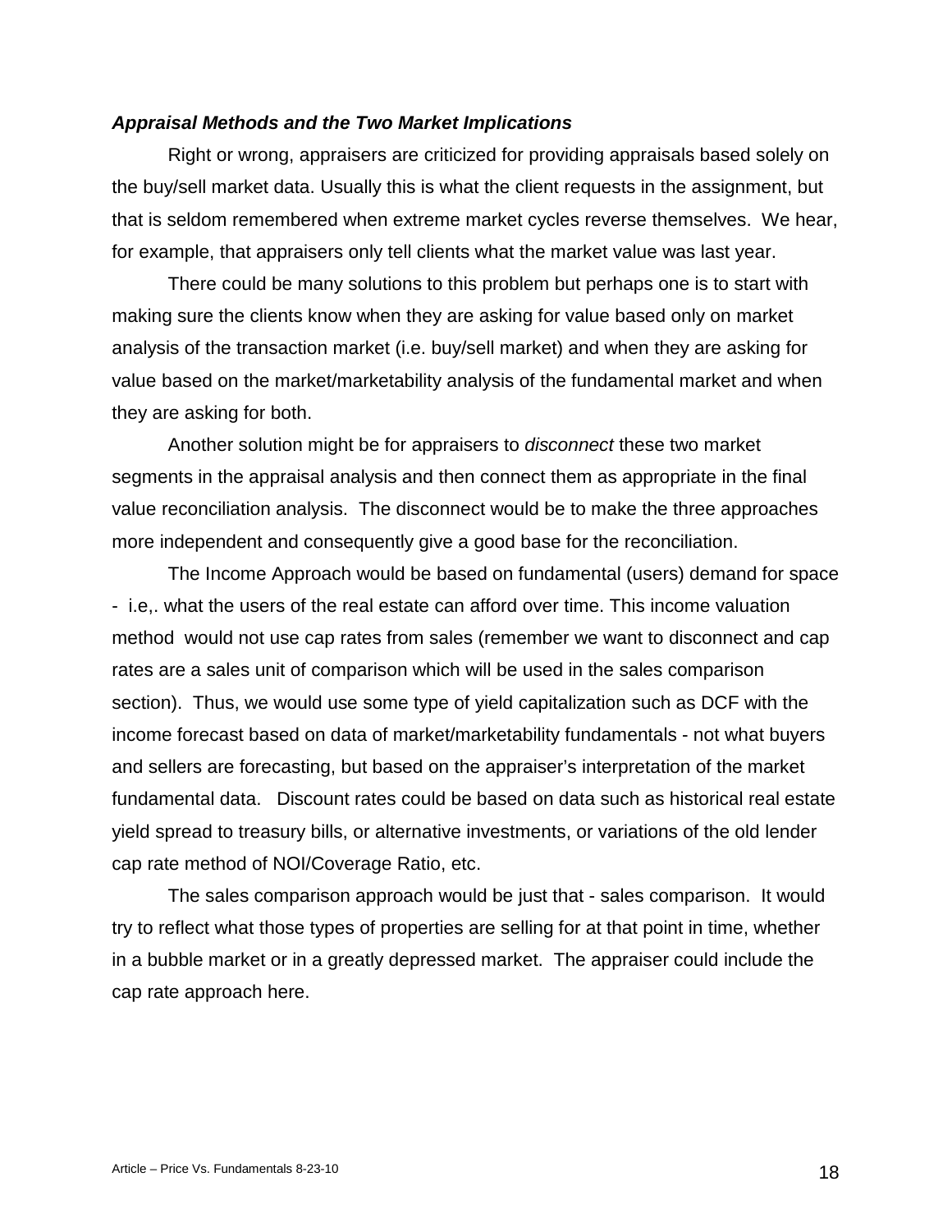### ***Appraisal Methods and the Two Market Implications***

Right or wrong, appraisers are criticized for providing appraisals based solely on the buy/sell market data. Usually this is what the client requests in the assignment, but that is seldom remembered when extreme market cycles reverse themselves. We hear, for example, that appraisers only tell clients what the market value was last year.

There could be many solutions to this problem but perhaps one is to start with making sure the clients know when they are asking for value based only on market analysis of the transaction market (i.e. buy/sell market) and when they are asking for value based on the market/marketability analysis of the fundamental market and when they are asking for both.

Another solution might be for appraisers to *disconnect* these two market segments in the appraisal analysis and then connect them as appropriate in the final value reconciliation analysis. The disconnect would be to make the three approaches more independent and consequently give a good base for the reconciliation.

The Income Approach would be based on fundamental (users) demand for space - i.e,. what the users of the real estate can afford over time. This income valuation method would not use cap rates from sales (remember we want to disconnect and cap rates are a sales unit of comparison which will be used in the sales comparison section). Thus, we would use some type of yield capitalization such as DCF with the income forecast based on data of market/marketability fundamentals - not what buyers and sellers are forecasting, but based on the appraiser's interpretation of the market fundamental data. Discount rates could be based on data such as historical real estate yield spread to treasury bills, or alternative investments, or variations of the old lender cap rate method of NOI/Coverage Ratio, etc.

The sales comparison approach would be just that - sales comparison. It would try to reflect what those types of properties are selling for at that point in time, whether in a bubble market or in a greatly depressed market. The appraiser could include the cap rate approach here.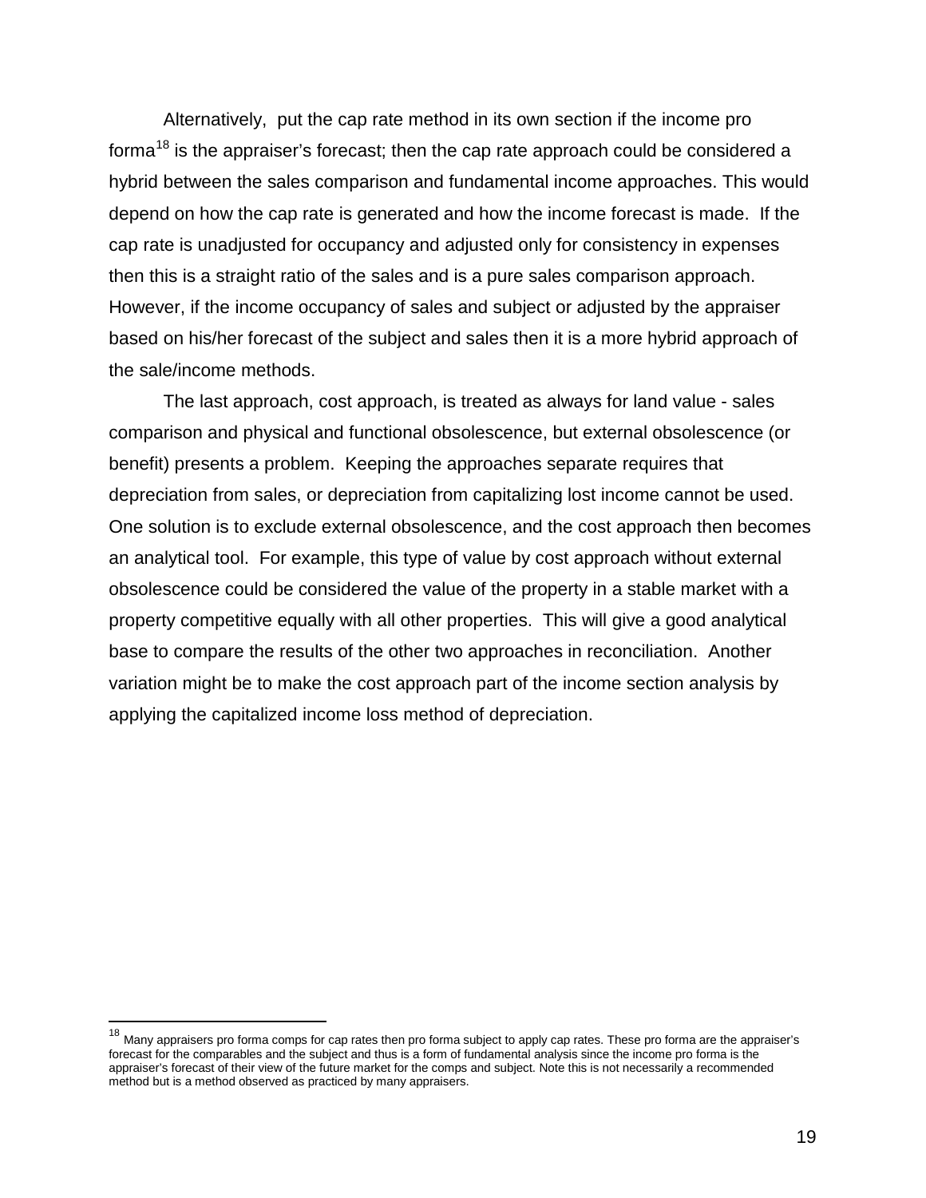Alternatively, put the cap rate method in its own section if the income pro forma[18] is the appraiser's forecast; then the cap rate approach could be considered a hybrid between the sales comparison and fundamental income approaches. This would depend on how the cap rate is generated and how the income forecast is made. If the cap rate is unadjusted for occupancy and adjusted only for consistency in expenses then this is a straight ratio of the sales and is a pure sales comparison approach. However, if the income occupancy of sales and subject or adjusted by the appraiser based on his/her forecast of the subject and sales then it is a more hybrid approach of the sale/income methods.

The last approach, cost approach, is treated as always for land value - sales comparison and physical and functional obsolescence, but external obsolescence (or benefit) presents a problem. Keeping the approaches separate requires that depreciation from sales, or depreciation from capitalizing lost income cannot be used. One solution is to exclude external obsolescence, and the cost approach then becomes an analytical tool. For example, this type of value by cost approach without external obsolescence could be considered the value of the property in a stable market with a property competitive equally with all other properties. This will give a good analytical base to compare the results of the other two approaches in reconciliation. Another variation might be to make the cost approach part of the income section analysis by applying the capitalized income loss method of depreciation.

---

[18] Many appraisers pro forma comps for cap rates then pro forma subject to apply cap rates. These pro forma are the appraiser's forecast for the comparables and the subject and thus is a form of fundamental analysis since the income pro forma is the appraiser's forecast of their view of the future market for the comps and subject. Note this is not necessarily a recommended method but is a method observed as practiced by many appraisers.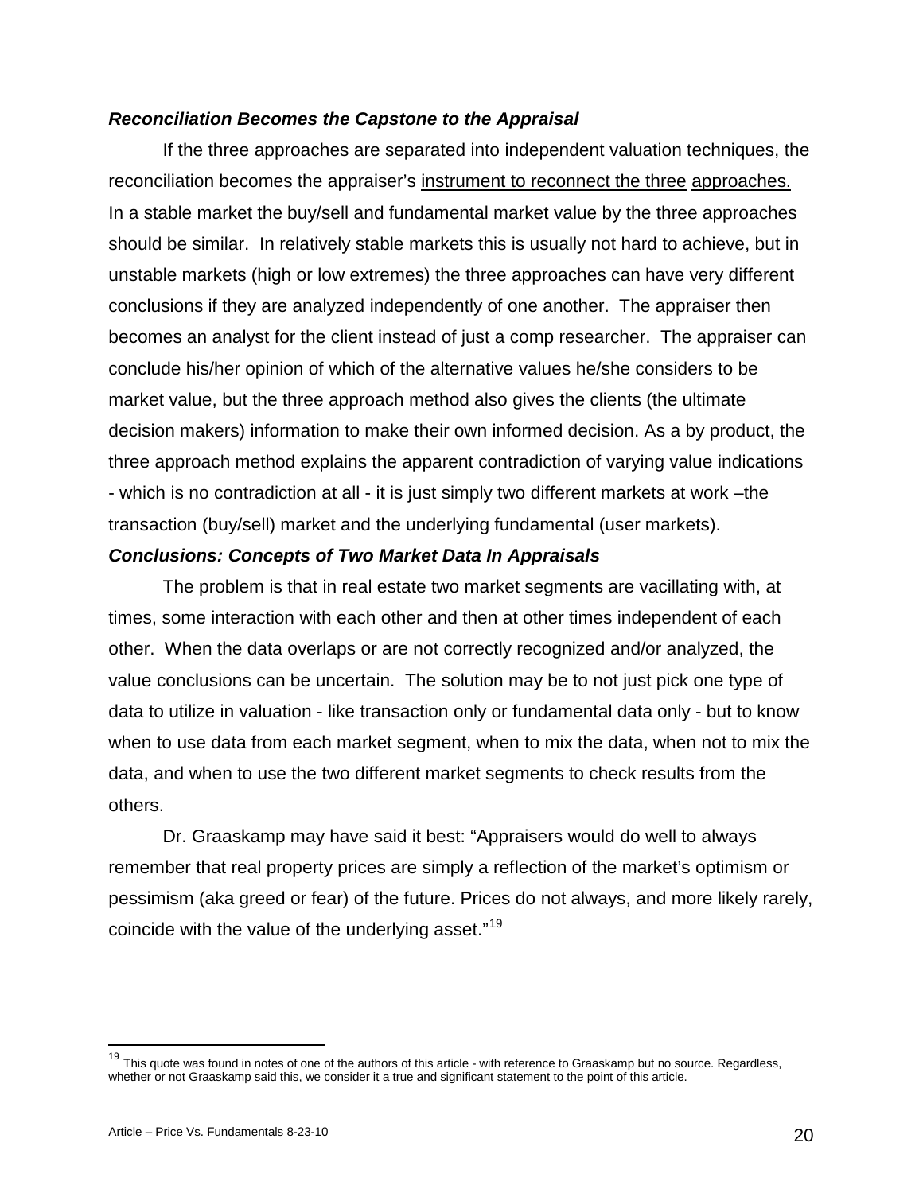### *Reconciliation Becomes the Capstone to the Appraisal*

If the three approaches are separated into independent valuation techniques, the reconciliation becomes the appraiser's instrument to reconnect the three approaches. In a stable market the buy/sell and fundamental market value by the three approaches should be similar. In relatively stable markets this is usually not hard to achieve, but in unstable markets (high or low extremes) the three approaches can have very different conclusions if they are analyzed independently of one another. The appraiser then becomes an analyst for the client instead of just a comp researcher. The appraiser can conclude his/her opinion of which of the alternative values he/she considers to be market value, but the three approach method also gives the clients (the ultimate decision makers) information to make their own informed decision. As a by product, the three approach method explains the apparent contradiction of varying value indications - which is no contradiction at all - it is just simply two different markets at work –the transaction (buy/sell) market and the underlying fundamental (user markets).

### *Conclusions: Concepts of Two Market Data In Appraisals*

The problem is that in real estate two market segments are vacillating with, at times, some interaction with each other and then at other times independent of each other. When the data overlaps or are not correctly recognized and/or analyzed, the value conclusions can be uncertain. The solution may be to not just pick one type of data to utilize in valuation - like transaction only or fundamental data only - but to know when to use data from each market segment, when to mix the data, when not to mix the data, and when to use the two different market segments to check results from the others.

Dr. Graaskamp may have said it best: "Appraisers would do well to always remember that real property prices are simply a reflection of the market's optimism or pessimism (aka greed or fear) of the future. Prices do not always, and more likely rarely, coincide with the value of the underlying asset."[19]

---

[19] This quote was found in notes of one of the authors of this article - with reference to Graaskamp but no source. Regardless, whether or not Graaskamp said this, we consider it a true and significant statement to the point of this article.